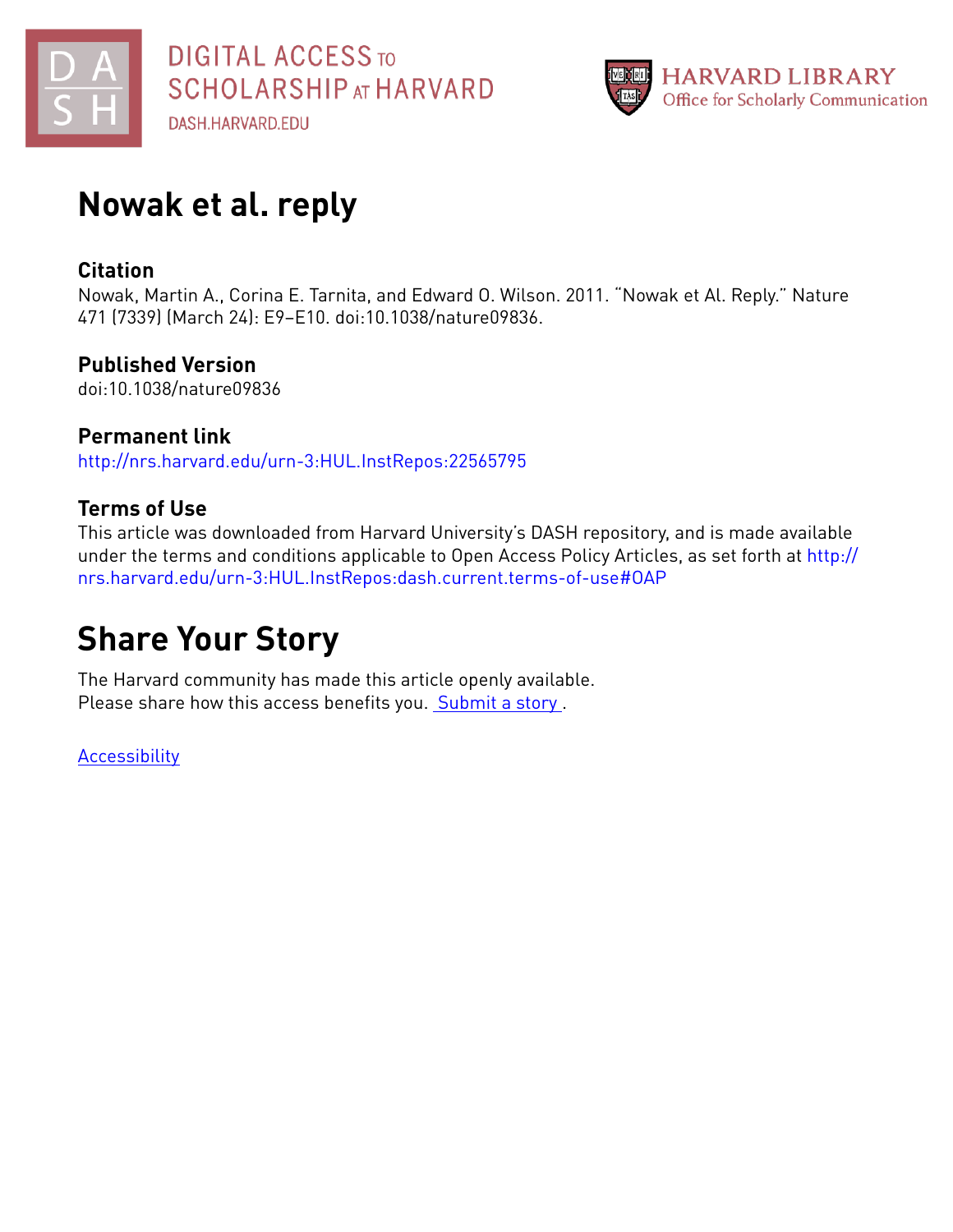# Nowak et al. reply

## Citation

Nowak, Martin A., Corina E. Tarnita, and Edward O. Wilson. 2011. "Nowak et Al. Reply." Nature 471 (7339) (March 24): E9–E10. doi:10.1038/nature09836.

## Published Version

doi:10.1038/nature09836

## Permanent link

http://nrs.harvard.edu/urn-3:HUL.InstRepos:22565795

## Terms of Use

This article was downloaded from Harvard University's DASH repository, and is made available under the terms and conditions applicable to Open Access Policy Articles, as set forth at http://nrs.harvard.edu/urn-3:HUL.InstRepos:dash.current.terms-of-use#OAP

# Share Your Story

The Harvard community has made this article openly available.
Please share how this access benefits you. Submit a story .

Accessibility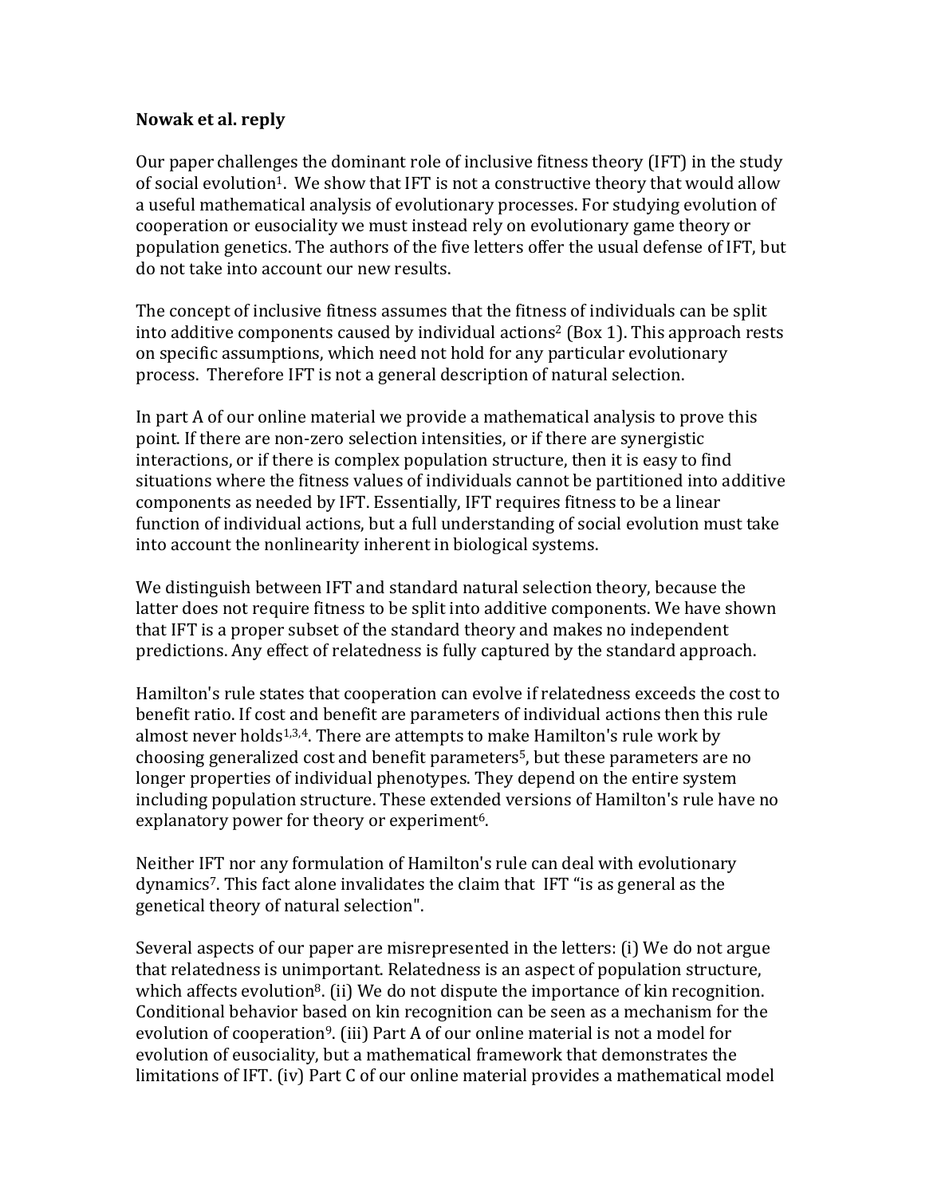**Nowak et al. reply**

Our paper challenges the dominant role of inclusive fitness theory (IFT) in the study of social evolution[1]. We show that IFT is not a constructive theory that would allow a useful mathematical analysis of evolutionary processes. For studying evolution of cooperation or eusociality we must instead rely on evolutionary game theory or population genetics. The authors of the five letters offer the usual defense of IFT, but do not take into account our new results.

The concept of inclusive fitness assumes that the fitness of individuals can be split into additive components caused by individual actions[2] (Box 1). This approach rests on specific assumptions, which need not hold for any particular evolutionary process. Therefore IFT is not a general description of natural selection.

In part A of our online material we provide a mathematical analysis to prove this point. If there are non-zero selection intensities, or if there are synergistic interactions, or if there is complex population structure, then it is easy to find situations where the fitness values of individuals cannot be partitioned into additive components as needed by IFT. Essentially, IFT requires fitness to be a linear function of individual actions, but a full understanding of social evolution must take into account the nonlinearity inherent in biological systems.

We distinguish between IFT and standard natural selection theory, because the latter does not require fitness to be split into additive components. We have shown that IFT is a proper subset of the standard theory and makes no independent predictions. Any effect of relatedness is fully captured by the standard approach.

Hamilton's rule states that cooperation can evolve if relatedness exceeds the cost to benefit ratio. If cost and benefit are parameters of individual actions then this rule almost never holds[1,3,4]. There are attempts to make Hamilton's rule work by choosing generalized cost and benefit parameters[5], but these parameters are no longer properties of individual phenotypes. They depend on the entire system including population structure. These extended versions of Hamilton's rule have no explanatory power for theory or experiment[6].

Neither IFT nor any formulation of Hamilton's rule can deal with evolutionary dynamics[7]. This fact alone invalidates the claim that IFT "is as general as the genetical theory of natural selection".

Several aspects of our paper are misrepresented in the letters: (i) We do not argue that relatedness is unimportant. Relatedness is an aspect of population structure, which affects evolution[8]. (ii) We do not dispute the importance of kin recognition. Conditional behavior based on kin recognition can be seen as a mechanism for the evolution of cooperation[9]. (iii) Part A of our online material is not a model for evolution of eusociality, but a mathematical framework that demonstrates the limitations of IFT. (iv) Part C of our online material provides a mathematical model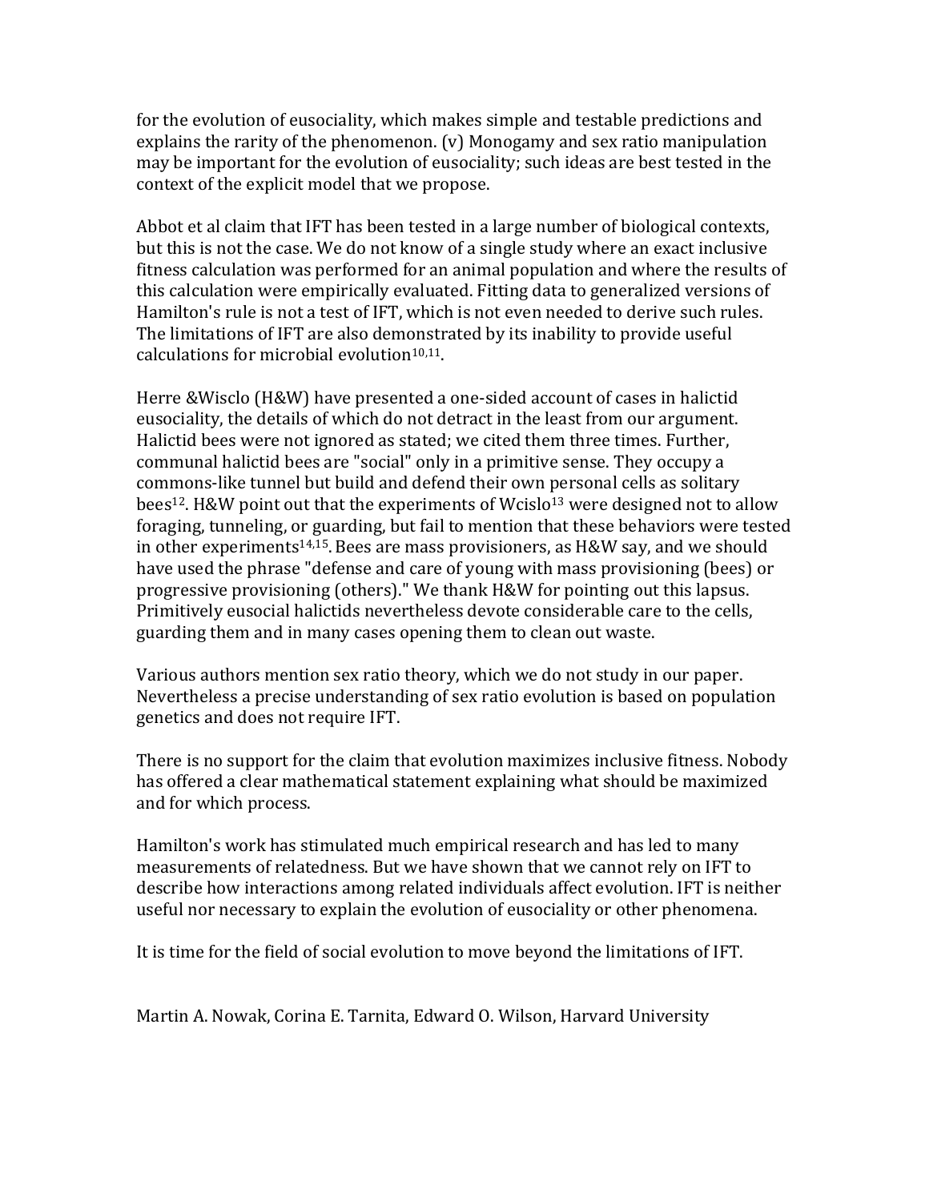for the evolution of eusociality, which makes simple and testable predictions and explains the rarity of the phenomenon. (v) Monogamy and sex ratio manipulation may be important for the evolution of eusociality; such ideas are best tested in the context of the explicit model that we propose.

Abbot et al claim that IFT has been tested in a large number of biological contexts, but this is not the case. We do not know of a single study where an exact inclusive fitness calculation was performed for an animal population and where the results of this calculation were empirically evaluated. Fitting data to generalized versions of Hamilton's rule is not a test of IFT, which is not even needed to derive such rules. The limitations of IFT are also demonstrated by its inability to provide useful calculations for microbial evolution[10,11].

Herre &Wisclo (H&W) have presented a one-sided account of cases in halictid eusociality, the details of which do not detract in the least from our argument. Halictid bees were not ignored as stated; we cited them three times. Further, communal halictid bees are "social" only in a primitive sense. They occupy a commons-like tunnel but build and defend their own personal cells as solitary bees[12]. H&W point out that the experiments of Wcislo[13] were designed not to allow foraging, tunneling, or guarding, but fail to mention that these behaviors were tested in other experiments[14,15]. Bees are mass provisioners, as H&W say, and we should have used the phrase "defense and care of young with mass provisioning (bees) or progressive provisioning (others)." We thank H&W for pointing out this lapsus. Primitively eusocial halictids nevertheless devote considerable care to the cells, guarding them and in many cases opening them to clean out waste.

Various authors mention sex ratio theory, which we do not study in our paper. Nevertheless a precise understanding of sex ratio evolution is based on population genetics and does not require IFT.

There is no support for the claim that evolution maximizes inclusive fitness. Nobody has offered a clear mathematical statement explaining what should be maximized and for which process.

Hamilton's work has stimulated much empirical research and has led to many measurements of relatedness. But we have shown that we cannot rely on IFT to describe how interactions among related individuals affect evolution. IFT is neither useful nor necessary to explain the evolution of eusociality or other phenomena.

It is time for the field of social evolution to move beyond the limitations of IFT.

Martin A. Nowak, Corina E. Tarnita, Edward O. Wilson, Harvard University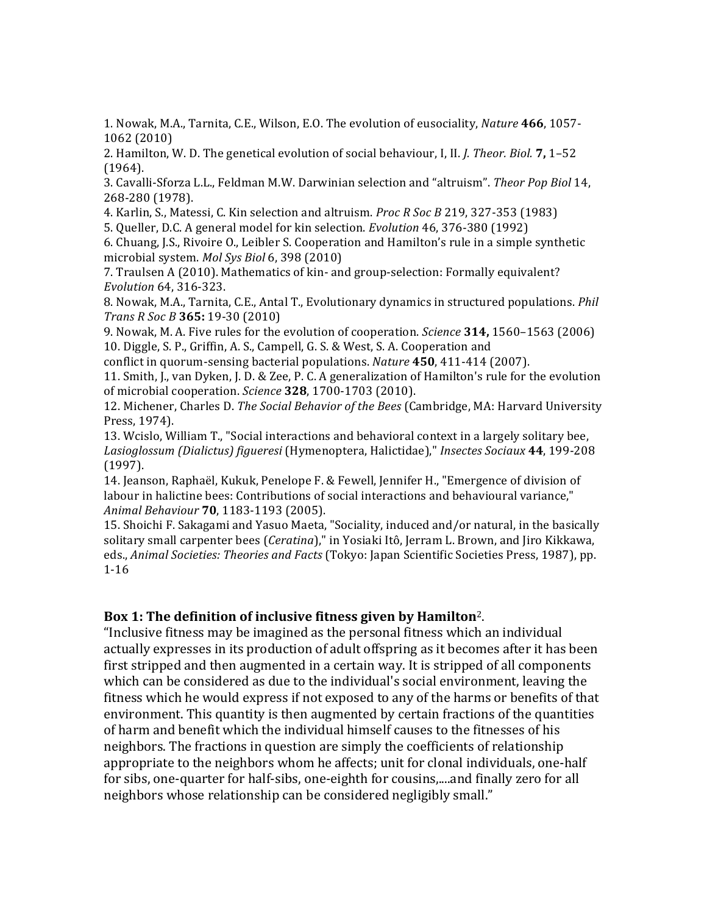1. Nowak, M.A., Tarnita, C.E., Wilson, E.O. The evolution of eusociality, *Nature* **466**, 1057-1062 (2010)
2. Hamilton, W. D. The genetical evolution of social behaviour, I, II. *J. Theor. Biol.* **7,** 1–52 (1964).
3. Cavalli-Sforza L.L., Feldman M.W. Darwinian selection and "altruism". *Theor Pop Biol* 14, 268-280 (1978).
4. Karlin, S., Matessi, C. Kin selection and altruism. *Proc R Soc B* 219, 327-353 (1983)
5. Queller, D.C. A general model for kin selection. *Evolution* 46, 376-380 (1992)
6. Chuang, J.S., Rivoire O., Leibler S. Cooperation and Hamilton's rule in a simple synthetic microbial system. *Mol Sys Biol* 6, 398 (2010)
7. Traulsen A (2010). Mathematics of kin- and group-selection: Formally equivalent? *Evolution* 64, 316-323.
8. Nowak, M.A., Tarnita, C.E., Antal T., Evolutionary dynamics in structured populations. *Phil Trans R Soc B* **365:** 19-30 (2010)
9. Nowak, M. A. Five rules for the evolution of cooperation. *Science* **314,** 1560–1563 (2006)
10. Diggle, S. P., Griffin, A. S., Campell, G. S. & West, S. A. Cooperation and conflict in quorum-sensing bacterial populations. *Nature* **450**, 411-414 (2007).
11. Smith, J., van Dyken, J. D. & Zee, P. C. A generalization of Hamilton's rule for the evolution of microbial cooperation. *Science* **328**, 1700-1703 (2010).
12. Michener, Charles D. *The Social Behavior of the Bees* (Cambridge, MA: Harvard University Press, 1974).
13. Wcislo, William T., "Social interactions and behavioral context in a largely solitary bee, *Lasioglossum (Dialictus) figueresi* (Hymenoptera, Halictidae)," *Insectes Sociaux* **44**, 199-208 (1997).
14. Jeanson, Raphaël, Kukuk, Penelope F. & Fewell, Jennifer H., "Emergence of division of labour in halictine bees: Contributions of social interactions and behavioural variance," *Animal Behaviour* **70**, 1183-1193 (2005).
15. Shoichi F. Sakagami and Yasuo Maeta, "Sociality, induced and/or natural, in the basically solitary small carpenter bees (*Ceratina*)," in Yosiaki Itô, Jerram L. Brown, and Jiro Kikkawa, eds., *Animal Societies: Theories and Facts* (Tokyo: Japan Scientific Societies Press, 1987), pp. 1-16

**Box 1: The definition of inclusive fitness given by Hamilton**[2].

"Inclusive fitness may be imagined as the personal fitness which an individual actually expresses in its production of adult offspring as it becomes after it has been first stripped and then augmented in a certain way. It is stripped of all components which can be considered as due to the individual's social environment, leaving the fitness which he would express if not exposed to any of the harms or benefits of that environment. This quantity is then augmented by certain fractions of the quantities of harm and benefit which the individual himself causes to the fitnesses of his neighbors. The fractions in question are simply the coefficients of relationship appropriate to the neighbors whom he affects; unit for clonal individuals, one-half for sibs, one-quarter for half-sibs, one-eighth for cousins,....and finally zero for all neighbors whose relationship can be considered negligibly small."